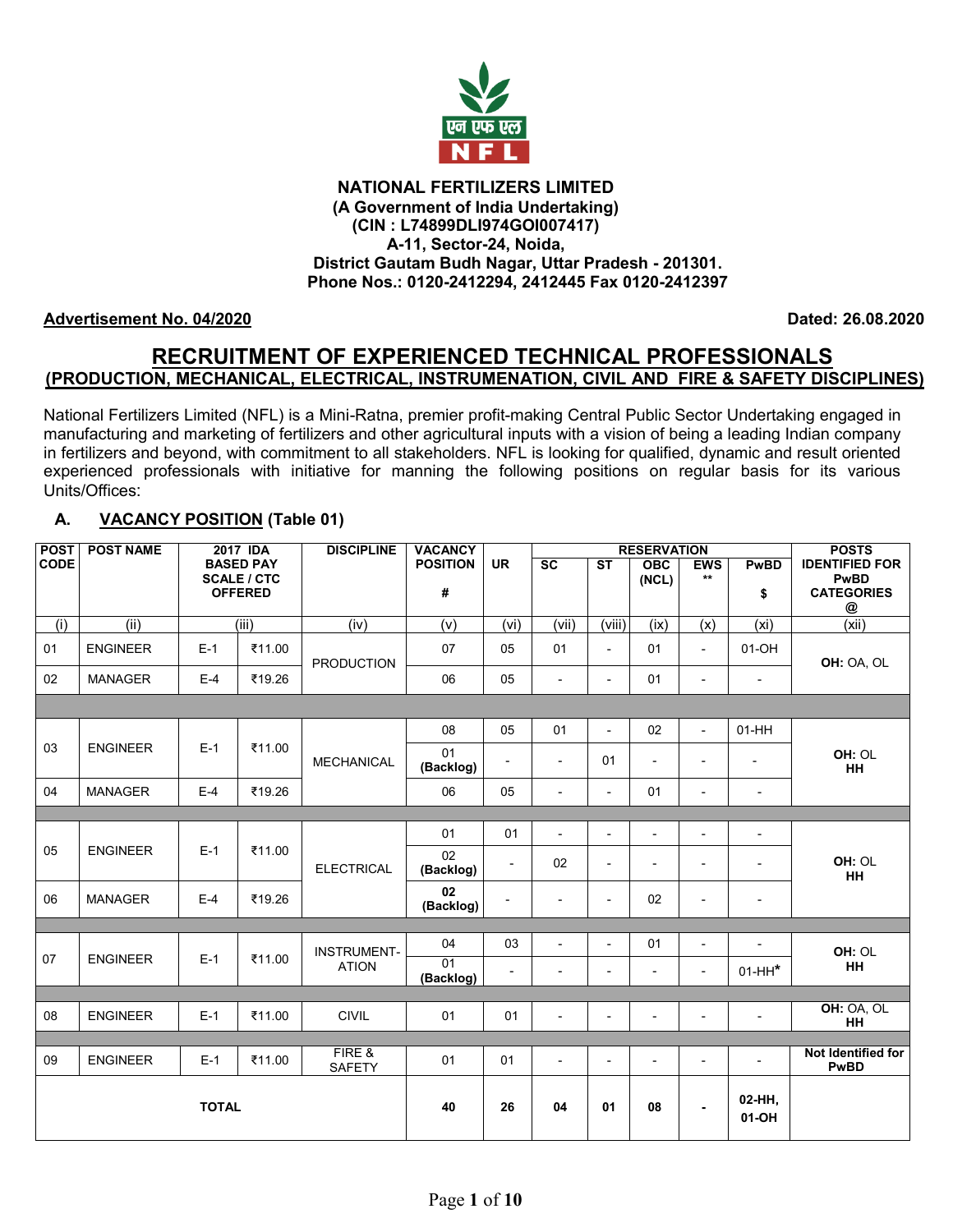**NATIONAL FERTILIZERS LIMITED**
**(A Government of India Undertaking)**
**(CIN : L74899DLI974GOI007417)**
**A-11, Sector-24, Noida,**
**District Gautam Budh Nagar, Uttar Pradesh - 201301.**
**Phone Nos.: 0120-2412294, 2412445 Fax 0120-2412397**

**Advertisement No. 04/2020** **Dated: 26.08.2020**

# RECRUITMENT OF EXPERIENCED TECHNICAL PROFESSIONALS

## (PRODUCTION, MECHANICAL, ELECTRICAL, INSTRUMENATION, CIVIL AND FIRE & SAFETY DISCIPLINES)

National Fertilizers Limited (NFL) is a Mini-Ratna, premier profit-making Central Public Sector Undertaking engaged in manufacturing and marketing of fertilizers and other agricultural inputs with a vision of being a leading Indian company in fertilizers and beyond, with commitment to all stakeholders. NFL is looking for qualified, dynamic and result oriented experienced professionals with initiative for manning the following positions on regular basis for its various Units/Offices:

### A. VACANCY POSITION (Table 01)

| POST CODE | POST NAME | 2017 IDA BASED PAY SCALE / CTC OFFERED | | DISCIPLINE | VACANCY POSITION # | UR | RESERVATION | | | | | POSTS IDENTIFIED FOR PwBD CATEGORIES @ |
|---|---|---|---|---|---|---|---|---|---|---|---|---|
| | | | | | | | SC | ST | OBC (NCL) | EWS ** | PwBD $ | |
| (i) | (ii) | (iii) | | (iv) | (v) | (vi) | (vii) | (viii) | (ix) | (x) | (xi) | (xii) |
| 01 | ENGINEER | E-1 | ₹11.00 | PRODUCTION | 07 | 05 | 01 | - | 01 | - | 01-OH | OH: OA, OL |
| 02 | MANAGER | E-4 | ₹19.26 | PRODUCTION | 06 | 05 | - | - | 01 | - | - | OH: OA, OL |
| 03 | ENGINEER | E-1 | ₹11.00 | MECHANICAL | 08 | 05 | 01 | - | 02 | - | 01-HH | OH: OL HH |
| | | | | | 01 (Backlog) | - | - | 01 | - | - | - | |
| 04 | MANAGER | E-4 | ₹19.26 | MECHANICAL | 06 | 05 | - | - | 01 | - | - | OH: OL HH |
| 05 | ENGINEER | E-1 | ₹11.00 | ELECTRICAL | 01 | 01 | - | - | - | - | - | OH: OL HH |
| | | | | | 02 (Backlog) | - | 02 | - | - | - | - | |
| 06 | MANAGER | E-4 | ₹19.26 | ELECTRICAL | 02 (Backlog) | - | - | - | 02 | - | - | OH: OL HH |
| 07 | ENGINEER | E-1 | ₹11.00 | INSTRUMENT-ATION | 04 | 03 | - | - | 01 | - | - | OH: OL HH |
| | | | | | 01 (Backlog) | - | - | - | - | - | 01-HH* | |
| 08 | ENGINEER | E-1 | ₹11.00 | CIVIL | 01 | 01 | - | - | - | - | - | OH: OA, OL HH |
| 09 | ENGINEER | E-1 | ₹11.00 | FIRE & SAFETY | 01 | 01 | - | - | - | - | - | Not Identified for PwBD |
| **TOTAL** | | | | | **40** | **26** | **04** | **01** | **08** | **-** | **02-HH, 01-OH** | |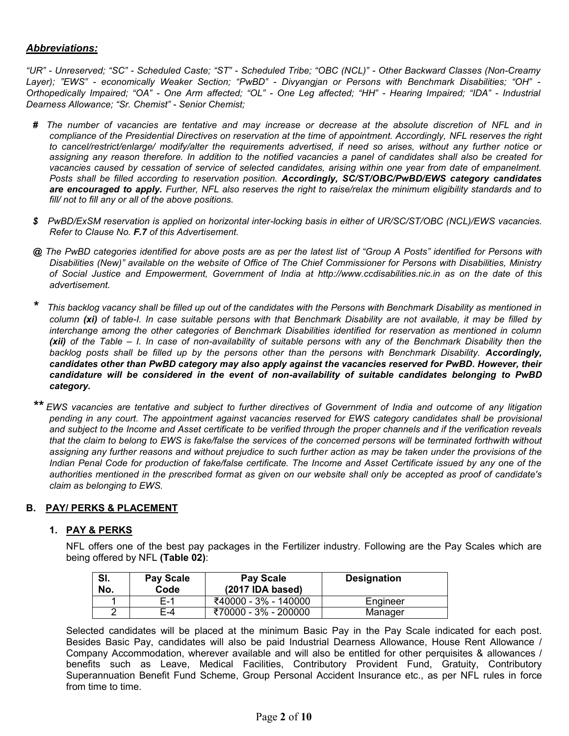***Abbreviations:***

*"UR" - Unreserved; "SC" - Scheduled Caste; "ST" - Scheduled Tribe; "OBC (NCL)" - Other Backward Classes (Non-Creamy Layer); "EWS" - economically Weaker Section; "PwBD" - Divyangjan or Persons with Benchmark Disabilities; "OH" - Orthopedically Impaired; "OA" - One Arm affected; "OL" - One Leg affected; "HH" - Hearing Impaired; "IDA" - Industrial Dearness Allowance; "Sr. Chemist" - Senior Chemist;*

- **#** *The number of vacancies are tentative and may increase or decrease at the absolute discretion of NFL and in compliance of the Presidential Directives on reservation at the time of appointment. Accordingly, NFL reserves the right to cancel/restrict/enlarge/ modify/alter the requirements advertised, if need so arises, without any further notice or assigning any reason therefore. In addition to the notified vacancies a panel of candidates shall also be created for vacancies caused by cessation of service of selected candidates, arising within one year from date of empanelment. Posts shall be filled according to reservation position.* ***Accordingly, SC/ST/OBC/PwBD/EWS category candidates are encouraged to apply.*** *Further, NFL also reserves the right to raise/relax the minimum eligibility standards and to fill/ not to fill any or all of the above positions.*

- **$** *PwBD/ExSM reservation is applied on horizontal inter-locking basis in either of UR/SC/ST/OBC (NCL)/EWS vacancies. Refer to Clause No.* ***F.7*** *of this Advertisement.*

- **@** *The PwBD categories identified for above posts are as per the latest list of "Group A Posts" identified for Persons with Disabilities (New)" available on the website of Office of The Chief Commissioner for Persons with Disabilities, Ministry of Social Justice and Empowerment, Government of India at http://www.ccdisabilities.nic.in as on the date of this advertisement.*

- **\*** *This backlog vacancy shall be filled up out of the candidates with the Persons with Benchmark Disability as mentioned in column* ***(xi)*** *of table-I. In case suitable persons with that Benchmark Disability are not available, it may be filled by interchange among the other categories of Benchmark Disabilities identified for reservation as mentioned in column* ***(xii)*** *of the Table – I. In case of non-availability of suitable persons with any of the Benchmark Disability then the backlog posts shall be filled up by the persons other than the persons with Benchmark Disability.* ***Accordingly, candidates other than PwBD category may also apply against the vacancies reserved for PwBD. However, their candidature will be considered in the event of non-availability of suitable candidates belonging to PwBD category.***

- **\*\*** *EWS vacancies are tentative and subject to further directives of Government of India and outcome of any litigation pending in any court. The appointment against vacancies reserved for EWS category candidates shall be provisional and subject to the Income and Asset certificate to be verified through the proper channels and if the verification reveals that the claim to belong to EWS is fake/false the services of the concerned persons will be terminated forthwith without assigning any further reasons and without prejudice to such further action as may be taken under the provisions of the Indian Penal Code for production of fake/false certificate. The Income and Asset Certificate issued by any one of the authorities mentioned in the prescribed format as given on our website shall only be accepted as proof of candidate's claim as belonging to EWS.*

## B. PAY/ PERKS & PLACEMENT

### 1. PAY & PERKS

NFL offers one of the best pay packages in the Fertilizer industry. Following are the Pay Scales which are being offered by NFL **(Table 02)**:

| Sl. No. | Pay Scale Code | Pay Scale (2017 IDA based) | Designation |
|---|---|---|---|
| 1 | E-1 | ₹40000 - 3% - 140000 | Engineer |
| 2 | E-4 | ₹70000 - 3% - 200000 | Manager |

Selected candidates will be placed at the minimum Basic Pay in the Pay Scale indicated for each post. Besides Basic Pay, candidates will also be paid Industrial Dearness Allowance, House Rent Allowance / Company Accommodation, wherever available and will also be entitled for other perquisites & allowances / benefits such as Leave, Medical Facilities, Contributory Provident Fund, Gratuity, Contributory Superannuation Benefit Fund Scheme, Group Personal Accident Insurance etc., as per NFL rules in force from time to time.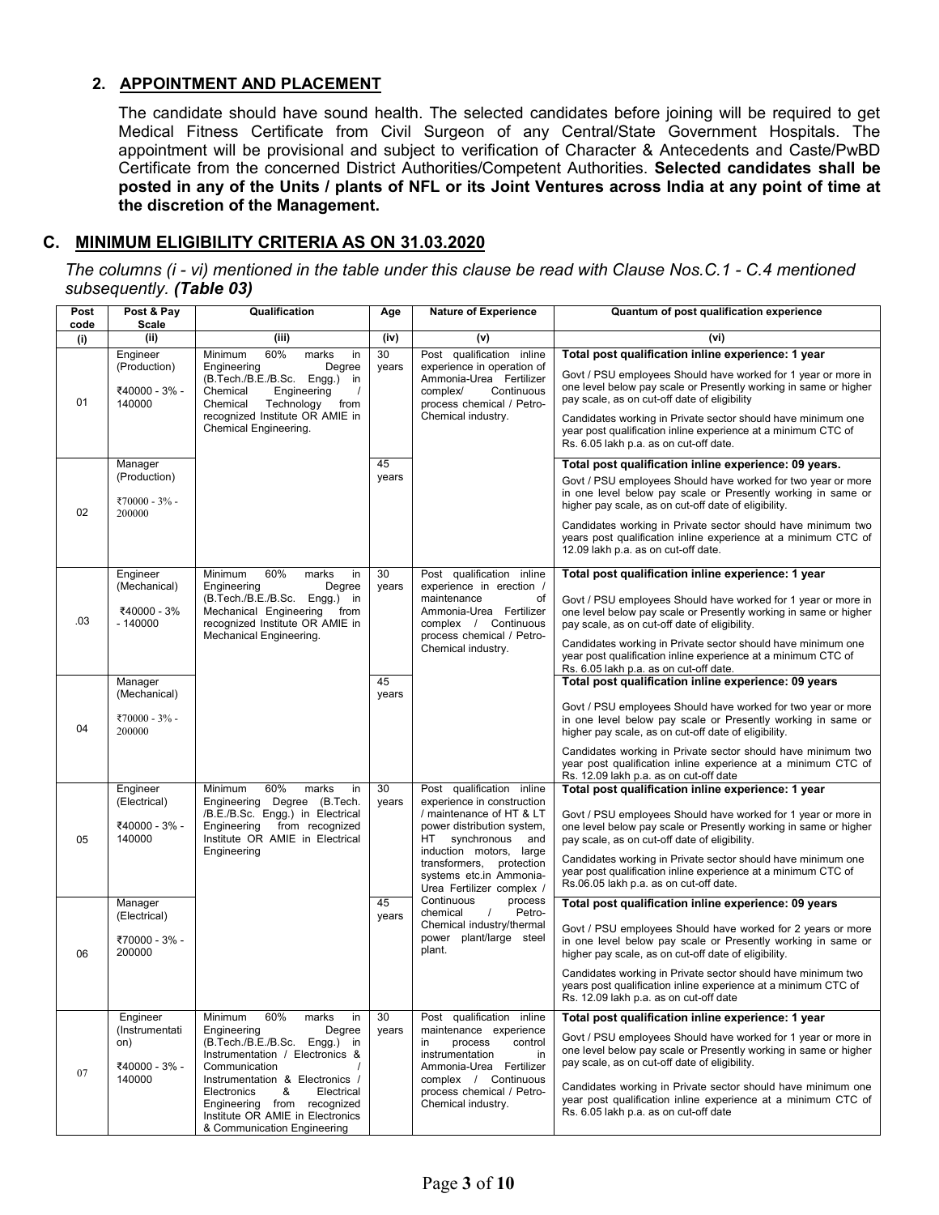## 2. APPOINTMENT AND PLACEMENT

The candidate should have sound health. The selected candidates before joining will be required to get Medical Fitness Certificate from Civil Surgeon of any Central/State Government Hospitals. The appointment will be provisional and subject to verification of Character & Antecedents and Caste/PwBD Certificate from the concerned District Authorities/Competent Authorities. **Selected candidates shall be posted in any of the Units / plants of NFL or its Joint Ventures across India at any point of time at the discretion of the Management.**

## C. MINIMUM ELIGIBILITY CRITERIA AS ON 31.03.2020

*The columns (i - vi) mentioned in the table under this clause be read with Clause Nos.C.1 - C.4 mentioned subsequently. **(Table 03)***

| Post code | Post & Pay Scale | Qualification | Age | Nature of Experience | Quantum of post qualification experience |
|---|---|---|---|---|---|
| (i) | (ii) | (iii) | (iv) | (v) | (vi) |
| 01 | Engineer (Production)<br>₹40000 - 3% - 140000 | Minimum 60% marks in Engineering Degree (B.Tech./B.E./B.Sc. Engg.) in Chemical Engineering / Chemical Technology from recognized Institute OR AMIE in Chemical Engineering. | 30 years | Post qualification inline experience in operation of Ammonia-Urea Fertilizer complex/ Continuous process chemical / Petro-Chemical industry. | **Total post qualification inline experience: 1 year**<br>Govt / PSU employees Should have worked for 1 year or more in one level below pay scale or Presently working in same or higher pay scale, as on cut-off date of eligibility<br>Candidates working in Private sector should have minimum one year post qualification inline experience at a minimum CTC of Rs. 6.05 lakh p.a. as on cut-off date. |
| 02 | Manager (Production)<br>₹70000 - 3% - 200000 | | 45 years | | **Total post qualification inline experience: 09 years.**<br>Govt / PSU employees Should have worked for two year or more in one level below pay scale or Presently working in same or higher pay scale, as on cut-off date of eligibility.<br>Candidates working in Private sector should have minimum two years post qualification inline experience at a minimum CTC of 12.09 lakh p.a. as on cut-off date. |
| .03 | Engineer (Mechanical)<br>₹40000 - 3% - 140000 | Minimum 60% marks in Engineering Degree (B.Tech./B.E./B.Sc. Engg.) in Mechanical Engineering from recognized Institute OR AMIE in Mechanical Engineering. | 30 years | Post qualification inline experience in erection / maintenance of Ammonia-Urea Fertilizer complex / Continuous process chemical / Petro-Chemical industry. | **Total post qualification inline experience: 1 year**<br>Govt / PSU employees Should have worked for 1 year or more in one level below pay scale or Presently working in same or higher pay scale, as on cut-off date of eligibility.<br>Candidates working in Private sector should have minimum one year post qualification inline experience at a minimum CTC of Rs. 6.05 lakh p.a. as on cut-off date. |
| 04 | Manager (Mechanical)<br>₹70000 - 3% - 200000 | | 45 years | | **Total post qualification inline experience: 09 years**<br>Govt / PSU employees Should have worked for two year or more in one level below pay scale or Presently working in same or higher pay scale, as on cut-off date of eligibility.<br>Candidates working in Private sector should have minimum two year post qualification inline experience at a minimum CTC of Rs. 12.09 lakh p.a. as on cut-off date |
| 05 | Engineer (Electrical)<br>₹40000 - 3% - 140000 | Minimum 60% marks in Engineering Degree (B.Tech. /B.E./B.Sc. Engg.) in Electrical Engineering from recognized Institute OR AMIE in Electrical Engineering | 30 years | Post qualification inline experience in construction / maintenance of HT & LT power distribution system, HT synchronous and induction motors, large transformers, protection systems etc.in Ammonia-Urea Fertilizer complex / Continuous process chemical / Petro-Chemical industry/thermal power plant/large steel plant. | **Total post qualification inline experience: 1 year**<br>Govt / PSU employees Should have worked for 1 year or more in one level below pay scale or Presently working in same or higher pay scale, as on cut-off date of eligibility.<br>Candidates working in Private sector should have minimum one year post qualification inline experience at a minimum CTC of Rs.06.05 lakh p.a. as on cut-off date. |
| 06 | Manager (Electrical)<br>₹70000 - 3% - 200000 | | 45 years | | **Total post qualification inline experience: 09 years**<br>Govt / PSU employees Should have worked for 2 years or more in one level below pay scale or Presently working in same or higher pay scale, as on cut-off date of eligibility.<br>Candidates working in Private sector should have minimum two years post qualification inline experience at a minimum CTC of Rs. 12.09 lakh p.a. as on cut-off date |
| 07 | Engineer (Instrumentation)<br>₹40000 - 3% - 140000 | Minimum 60% marks in Engineering Degree (B.Tech./B.E./B.Sc. Engg.) in Instrumentation / Electronics & Communication / Instrumentation & Electronics / Electronics & Electrical Engineering from recognized Institute OR AMIE in Electronics & Communication Engineering | 30 years | Post qualification inline maintenance experience in process control instrumentation in Ammonia-Urea Fertilizer complex / Continuous process chemical / Petro-Chemical industry. | **Total post qualification inline experience: 1 year**<br>Govt / PSU employees Should have worked for 1 year or more in one level below pay scale or Presently working in same or higher pay scale, as on cut-off date of eligibility.<br>Candidates working in Private sector should have minimum one year post qualification inline experience at a minimum CTC of Rs. 6.05 lakh p.a. as on cut-off date |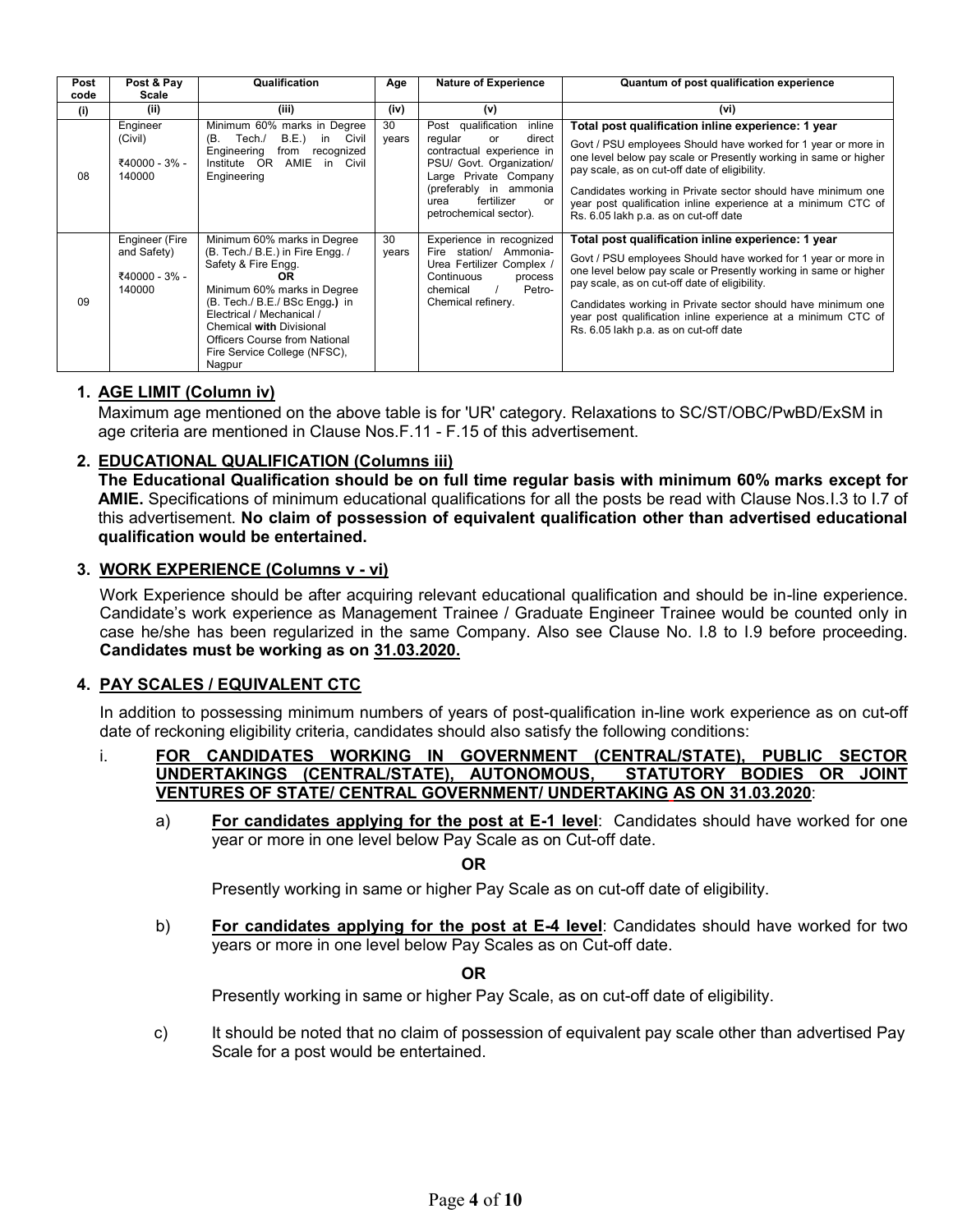| Post code | Post & Pay Scale | Qualification | Age | Nature of Experience | Quantum of post qualification experience |
|---|---|---|---|---|---|
| (i) | (ii) | (iii) | (iv) | (v) | (vi) |
| 08 | Engineer (Civil) ₹40000 - 3% - 140000 | Minimum 60% marks in Degree (B. Tech./ B.E.) in Civil Engineering from recognized Institute OR AMIE in Civil Engineering | 30 years | Post qualification inline regular or direct contractual experience in PSU/ Govt. Organization/ Large Private Company (preferably in ammonia urea fertilizer or petrochemical sector). | **Total post qualification inline experience: 1 year**<br>Govt / PSU employees Should have worked for 1 year or more in one level below pay scale or Presently working in same or higher pay scale, as on cut-off date of eligibility.<br>Candidates working in Private sector should have minimum one year post qualification inline experience at a minimum CTC of Rs. 6.05 lakh p.a. as on cut-off date |
| 09 | Engineer (Fire and Safety) ₹40000 - 3% - 140000 | Minimum 60% marks in Degree (B. Tech./ B.E.) in Fire Engg. / Safety & Fire Engg.<br>**OR**<br>Minimum 60% marks in Degree (B. Tech./ B.E./ BSc Engg.) in Electrical / Mechanical / Chemical **with** Divisional Officers Course from National Fire Service College (NFSC), Nagpur | 30 years | Experience in recognized Fire station/ Ammonia-Urea Fertilizer Complex / Continuous process chemical / Petro-Chemical refinery. | **Total post qualification inline experience: 1 year**<br>Govt / PSU employees Should have worked for 1 year or more in one level below pay scale or Presently working in same or higher pay scale, as on cut-off date of eligibility.<br>Candidates working in Private sector should have minimum one year post qualification inline experience at a minimum CTC of Rs. 6.05 lakh p.a. as on cut-off date |

1. **<u>AGE LIMIT (Column iv)</u>**

   Maximum age mentioned on the above table is for 'UR' category. Relaxations to SC/ST/OBC/PwBD/ExSM in age criteria are mentioned in Clause Nos.F.11 - F.15 of this advertisement.

2. **<u>EDUCATIONAL QUALIFICATION (Columns iii)</u>**

   **The Educational Qualification should be on full time regular basis with minimum 60% marks except for AMIE.** Specifications of minimum educational qualifications for all the posts be read with Clause Nos.I.3 to I.7 of this advertisement. **No claim of possession of equivalent qualification other than advertised educational qualification would be entertained.**

3. **<u>WORK EXPERIENCE (Columns v - vi)</u>**

   Work Experience should be after acquiring relevant educational qualification and should be in-line experience. Candidate's work experience as Management Trainee / Graduate Engineer Trainee would be counted only in case he/she has been regularized in the same Company. Also see Clause No. I.8 to I.9 before proceeding. **Candidates must be working as on <u>31.03.2020</u>.**

4. **<u>PAY SCALES / EQUIVALENT CTC</u>**

   In addition to possessing minimum numbers of years of post-qualification in-line work experience as on cut-off date of reckoning eligibility criteria, candidates should also satisfy the following conditions:

   i. **<u>FOR CANDIDATES WORKING IN GOVERNMENT (CENTRAL/STATE), PUBLIC SECTOR UNDERTAKINGS (CENTRAL/STATE), AUTONOMOUS, STATUTORY BODIES OR JOINT VENTURES OF STATE/ CENTRAL GOVERNMENT/ UNDERTAKING AS ON 31.03.2020</u>**:

   a) **<u>For candidates applying for the post at E-1 level</u>**: Candidates should have worked for one year or more in one level below Pay Scale as on Cut-off date.

   **OR**

   Presently working in same or higher Pay Scale as on cut-off date of eligibility.

   b) **<u>For candidates applying for the post at E-4 level</u>**: Candidates should have worked for two years or more in one level below Pay Scales as on Cut-off date.

   **OR**

   Presently working in same or higher Pay Scale, as on cut-off date of eligibility.

   c) It should be noted that no claim of possession of equivalent pay scale other than advertised Pay Scale for a post would be entertained.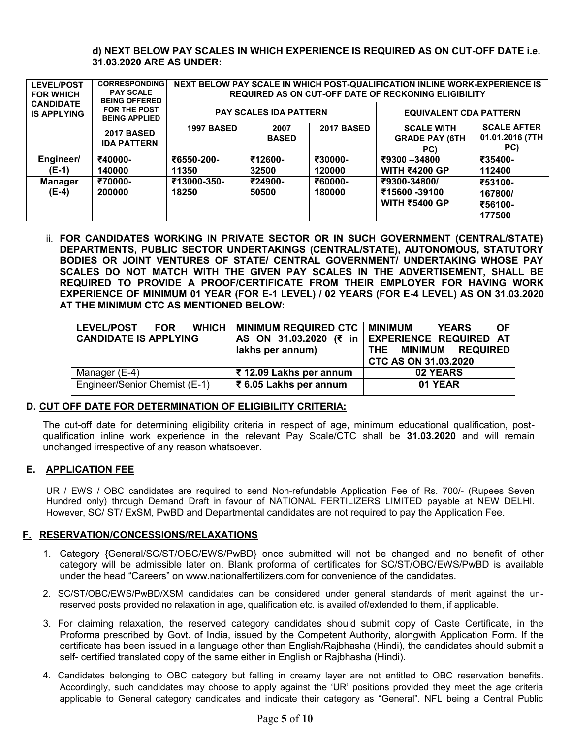**d) NEXT BELOW PAY SCALES IN WHICH EXPERIENCE IS REQUIRED AS ON CUT-OFF DATE i.e. 31.03.2020 ARE AS UNDER:**

| LEVEL/POST FOR WHICH CANDIDATE IS APPLYING | CORRESPONDING PAY SCALE BEING OFFERED FOR THE POST BEING APPLIED | NEXT BELOW PAY SCALE IN WHICH POST-QUALIFICATION INLINE WORK-EXPERIENCE IS REQUIRED AS ON CUT-OFF DATE OF RECKONING ELIGIBILITY | | | | |
|---|---|---|---|---|---|---|
| | | PAY SCALES IDA PATTERN | | | EQUIVALENT CDA PATTERN | |
| | 2017 BASED IDA PATTERN | 1997 BASED | 2007 BASED | 2017 BASED | SCALE WITH GRADE PAY (6TH PC) | SCALE AFTER 01.01.2016 (7TH PC) |
| **Engineer/ (E-1)** | **₹40000-140000** | **₹6550-200-11350** | **₹12600-32500** | **₹30000-120000** | **₹9300 –34800 WITH ₹4200 GP** | **₹35400-112400** |
| **Manager (E-4)** | **₹70000-200000** | **₹13000-350-18250** | **₹24900-50500** | **₹60000-180000** | **₹9300-34800/ ₹15600 -39100 WITH ₹5400 GP** | **₹53100-167800/ ₹56100-177500** |

ii. **FOR CANDIDATES WORKING IN PRIVATE SECTOR OR IN SUCH GOVERNMENT (CENTRAL/STATE) DEPARTMENTS, PUBLIC SECTOR UNDERTAKINGS (CENTRAL/STATE), AUTONOMOUS, STATUTORY BODIES OR JOINT VENTURES OF STATE/ CENTRAL GOVERNMENT/ UNDERTAKING WHOSE PAY SCALES DO NOT MATCH WITH THE GIVEN PAY SCALES IN THE ADVERTISEMENT, SHALL BE REQUIRED TO PROVIDE A PROOF/CERTIFICATE FROM THEIR EMPLOYER FOR HAVING WORK EXPERIENCE OF MINIMUM 01 YEAR (FOR E-1 LEVEL) / 02 YEARS (FOR E-4 LEVEL) AS ON 31.03.2020 AT THE MINIMUM CTC AS MENTIONED BELOW:**

| LEVEL/POST FOR WHICH CANDIDATE IS APPLYING | MINIMUM REQUIRED CTC AS ON 31.03.2020 (₹ in lakhs per annum) | MINIMUM YEARS OF EXPERIENCE REQUIRED AT THE MINIMUM REQUIRED CTC AS ON 31.03.2020 |
|---|---|---|
| Manager (E-4) | **₹ 12.09 Lakhs per annum** | **02 YEARS** |
| Engineer/Senior Chemist (E-1) | **₹ 6.05 Lakhs per annum** | **01 YEAR** |

## D. CUT OFF DATE FOR DETERMINATION OF ELIGIBILITY CRITERIA:

The cut-off date for determining eligibility criteria in respect of age, minimum educational qualification, post-qualification inline work experience in the relevant Pay Scale/CTC shall be **31.03.2020** and will remain unchanged irrespective of any reason whatsoever.

## E. APPLICATION FEE

UR / EWS / OBC candidates are required to send Non-refundable Application Fee of Rs. 700/- (Rupees Seven Hundred only) through Demand Draft in favour of NATIONAL FERTILIZERS LIMITED payable at NEW DELHI. However, SC/ ST/ ExSM, PwBD and Departmental candidates are not required to pay the Application Fee.

## F. RESERVATION/CONCESSIONS/RELAXATIONS

1. Category {General/SC/ST/OBC/EWS/PwBD} once submitted will not be changed and no benefit of other category will be admissible later on. Blank proforma of certificates for SC/ST/OBC/EWS/PwBD is available under the head "Careers" on www.nationalfertilizers.com for convenience of the candidates.
2. SC/ST/OBC/EWS/PwBD/XSM candidates can be considered under general standards of merit against the un-reserved posts provided no relaxation in age, qualification etc. is availed of/extended to them, if applicable.
3. For claiming relaxation, the reserved category candidates should submit copy of Caste Certificate, in the Proforma prescribed by Govt. of India, issued by the Competent Authority, alongwith Application Form. If the certificate has been issued in a language other than English/Rajbhasha (Hindi), the candidates should submit a self- certified translated copy of the same either in English or Rajbhasha (Hindi).
4. Candidates belonging to OBC category but falling in creamy layer are not entitled to OBC reservation benefits. Accordingly, such candidates may choose to apply against the 'UR' positions provided they meet the age criteria applicable to General category candidates and indicate their category as "General". NFL being a Central Public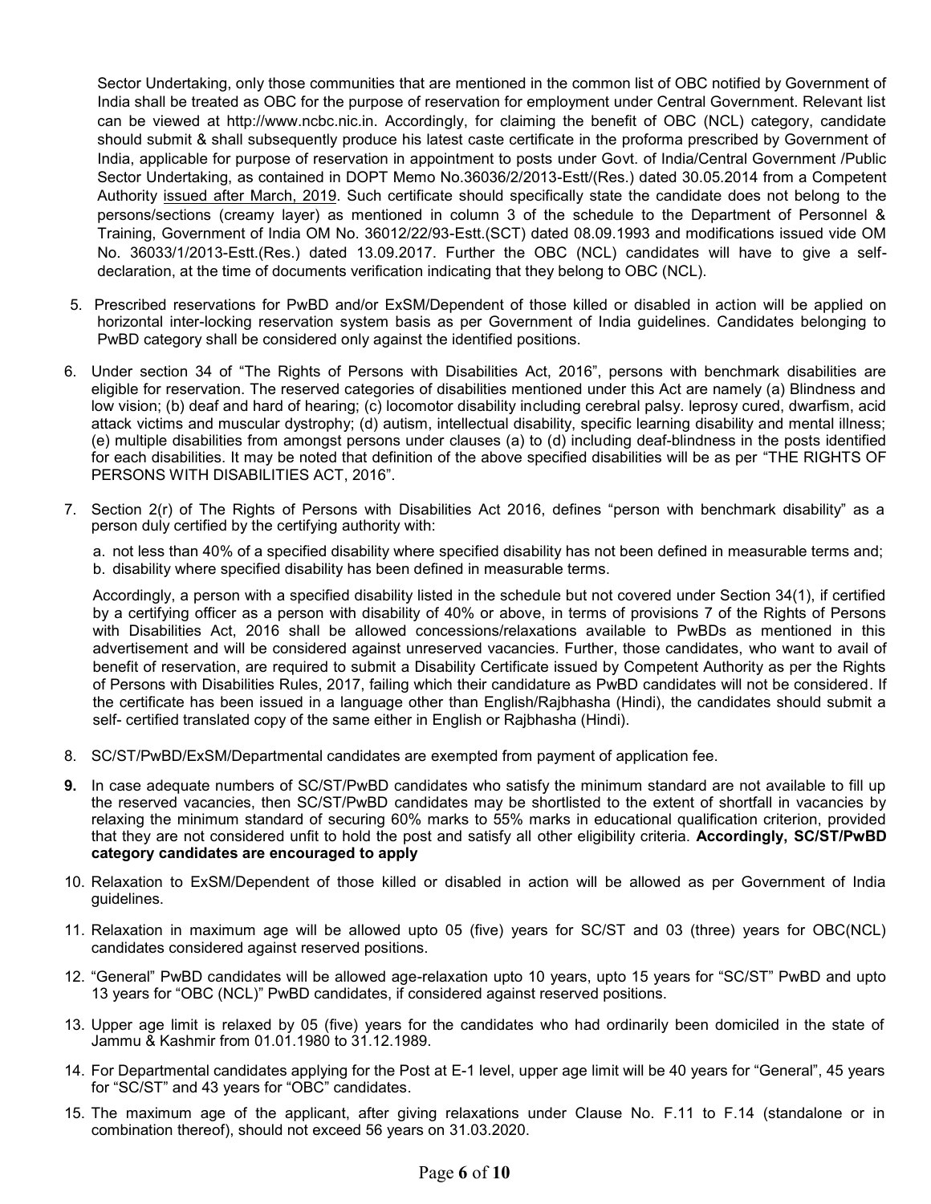Sector Undertaking, only those communities that are mentioned in the common list of OBC notified by Government of India shall be treated as OBC for the purpose of reservation for employment under Central Government. Relevant list can be viewed at http://www.ncbc.nic.in. Accordingly, for claiming the benefit of OBC (NCL) category, candidate should submit & shall subsequently produce his latest caste certificate in the proforma prescribed by Government of India, applicable for purpose of reservation in appointment to posts under Govt. of India/Central Government /Public Sector Undertaking, as contained in DOPT Memo No.36036/2/2013-Estt/(Res.) dated 30.05.2014 from a Competent Authority issued after March, 2019. Such certificate should specifically state the candidate does not belong to the persons/sections (creamy layer) as mentioned in column 3 of the schedule to the Department of Personnel & Training, Government of India OM No. 36012/22/93-Estt.(SCT) dated 08.09.1993 and modifications issued vide OM No. 36033/1/2013-Estt.(Res.) dated 13.09.2017. Further the OBC (NCL) candidates will have to give a self-declaration, at the time of documents verification indicating that they belong to OBC (NCL).

5. Prescribed reservations for PwBD and/or ExSM/Dependent of those killed or disabled in action will be applied on horizontal inter-locking reservation system basis as per Government of India guidelines. Candidates belonging to PwBD category shall be considered only against the identified positions.

6. Under section 34 of "The Rights of Persons with Disabilities Act, 2016", persons with benchmark disabilities are eligible for reservation. The reserved categories of disabilities mentioned under this Act are namely (a) Blindness and low vision; (b) deaf and hard of hearing; (c) locomotor disability including cerebral palsy. leprosy cured, dwarfism, acid attack victims and muscular dystrophy; (d) autism, intellectual disability, specific learning disability and mental illness; (e) multiple disabilities from amongst persons under clauses (a) to (d) including deaf-blindness in the posts identified for each disabilities. It may be noted that definition of the above specified disabilities will be as per "THE RIGHTS OF PERSONS WITH DISABILITIES ACT, 2016".

7. Section 2(r) of The Rights of Persons with Disabilities Act 2016, defines "person with benchmark disability" as a person duly certified by the certifying authority with:

   a. not less than 40% of a specified disability where specified disability has not been defined in measurable terms and;
   b. disability where specified disability has been defined in measurable terms.

   Accordingly, a person with a specified disability listed in the schedule but not covered under Section 34(1), if certified by a certifying officer as a person with disability of 40% or above, in terms of provisions 7 of the Rights of Persons with Disabilities Act, 2016 shall be allowed concessions/relaxations available to PwBDs as mentioned in this advertisement and will be considered against unreserved vacancies. Further, those candidates, who want to avail of benefit of reservation, are required to submit a Disability Certificate issued by Competent Authority as per the Rights of Persons with Disabilities Rules, 2017, failing which their candidature as PwBD candidates will not be considered. If the certificate has been issued in a language other than English/Rajbhasha (Hindi), the candidates should submit a self- certified translated copy of the same either in English or Rajbhasha (Hindi).

8. SC/ST/PwBD/ExSM/Departmental candidates are exempted from payment of application fee.

9. In case adequate numbers of SC/ST/PwBD candidates who satisfy the minimum standard are not available to fill up the reserved vacancies, then SC/ST/PwBD candidates may be shortlisted to the extent of shortfall in vacancies by relaxing the minimum standard of securing 60% marks to 55% marks in educational qualification criterion, provided that they are not considered unfit to hold the post and satisfy all other eligibility criteria. **Accordingly, SC/ST/PwBD category candidates are encouraged to apply**

10. Relaxation to ExSM/Dependent of those killed or disabled in action will be allowed as per Government of India guidelines.

11. Relaxation in maximum age will be allowed upto 05 (five) years for SC/ST and 03 (three) years for OBC(NCL) candidates considered against reserved positions.

12. "General" PwBD candidates will be allowed age-relaxation upto 10 years, upto 15 years for "SC/ST" PwBD and upto 13 years for "OBC (NCL)" PwBD candidates, if considered against reserved positions.

13. Upper age limit is relaxed by 05 (five) years for the candidates who had ordinarily been domiciled in the state of Jammu & Kashmir from 01.01.1980 to 31.12.1989.

14. For Departmental candidates applying for the Post at E-1 level, upper age limit will be 40 years for "General", 45 years for "SC/ST" and 43 years for "OBC" candidates.

15. The maximum age of the applicant, after giving relaxations under Clause No. F.11 to F.14 (standalone or in combination thereof), should not exceed 56 years on 31.03.2020.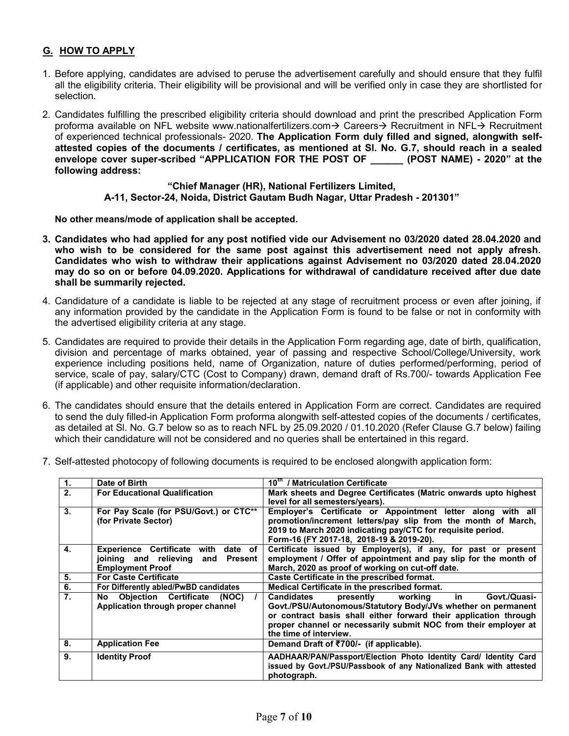## G. HOW TO APPLY

1. Before applying, candidates are advised to peruse the advertisement carefully and should ensure that they fulfil all the eligibility criteria. Their eligibility will be provisional and will be verified only in case they are shortlisted for selection.

2. Candidates fulfilling the prescribed eligibility criteria should download and print the prescribed Application Form proforma available on NFL website www.nationalfertilizers.com→ Careers→ Recruitment in NFL→ Recruitment of experienced technical professionals- 2020. **The Application Form duly filled and signed, alongwith self-attested copies of the documents / certificates, as mentioned at Sl. No. G.7, should reach in a sealed envelope cover super-scribed "APPLICATION FOR THE POST OF ______ (POST NAME) - 2020" at the following address:**

   **"Chief Manager (HR), National Fertilizers Limited, A-11, Sector-24, Noida, District Gautam Budh Nagar, Uttar Pradesh - 201301"**

   **No other means/mode of application shall be accepted.**

3. **Candidates who had applied for any post notified vide our Advisement no 03/2020 dated 28.04.2020 and who wish to be considered for the same post against this advertisement need not apply afresh. Candidates who wish to withdraw their applications against Advisement no 03/2020 dated 28.04.2020 may do so on or before 04.09.2020. Applications for withdrawal of candidature received after due date shall be summarily rejected.**

4. Candidature of a candidate is liable to be rejected at any stage of recruitment process or even after joining, if any information provided by the candidate in the Application Form is found to be false or not in conformity with the advertised eligibility criteria at any stage.

5. Candidates are required to provide their details in the Application Form regarding age, date of birth, qualification, division and percentage of marks obtained, year of passing and respective School/College/University, work experience including positions held, name of Organization, nature of duties performed/performing, period of service, scale of pay, salary/CTC (Cost to Company) drawn, demand draft of Rs.700/- towards Application Fee (if applicable) and other requisite information/declaration.

6. The candidates should ensure that the details entered in Application Form are correct. Candidates are required to send the duly filled-in Application Form proforma alongwith self-attested copies of the documents / certificates, as detailed at Sl. No. G.7 below so as to reach NFL by 25.09.2020 / 01.10.2020 (Refer Clause G.7 below) failing which their candidature will not be considered and no queries shall be entertained in this regard.

7. Self-attested photocopy of following documents is required to be enclosed alongwith application form:

| 1. | **Date of Birth** | **10th / Matriculation Certificate** |
|---|---|---|
| 2. | **For Educational Qualification** | **Mark sheets and Degree Certificates (Matric onwards upto highest level for all semesters/years).** |
| 3. | **For Pay Scale (for PSU/Govt.) or CTC\*\* (for Private Sector)** | **Employer's Certificate or Appointment letter along with all promotion/increment letters/pay slip from the month of March, 2019 to March 2020 indicating pay/CTC for requisite period. Form-16 (FY 2017-18, 2018-19 & 2019-20).** |
| 4. | **Experience Certificate with date of joining and relieving and Present Employment Proof** | **Certificate issued by Employer(s), if any, for past or present employment / Offer of appointment and pay slip for the month of March, 2020 as proof of working on cut-off date.** |
| 5. | **For Caste Certificate** | **Caste Certificate in the prescribed format.** |
| 6. | **For Differently abled/PwBD candidates** | **Medical Certificate in the prescribed format.** |
| 7. | **No Objection Certificate (NOC) / Application through proper channel** | **Candidates presently working in Govt./Quasi-Govt./PSU/Autonomous/Statutory Body/JVs whether on permanent or contract basis shall either forward their application through proper channel or necessarily submit NOC from their employer at the time of interview.** |
| 8. | **Application Fee** | **Demand Draft of ₹700/- (if applicable).** |
| 9. | **Identity Proof** | **AADHAAR/PAN/Passport/Election Photo Identity Card/ Identity Card issued by Govt./PSU/Passbook of any Nationalized Bank with attested photograph.** |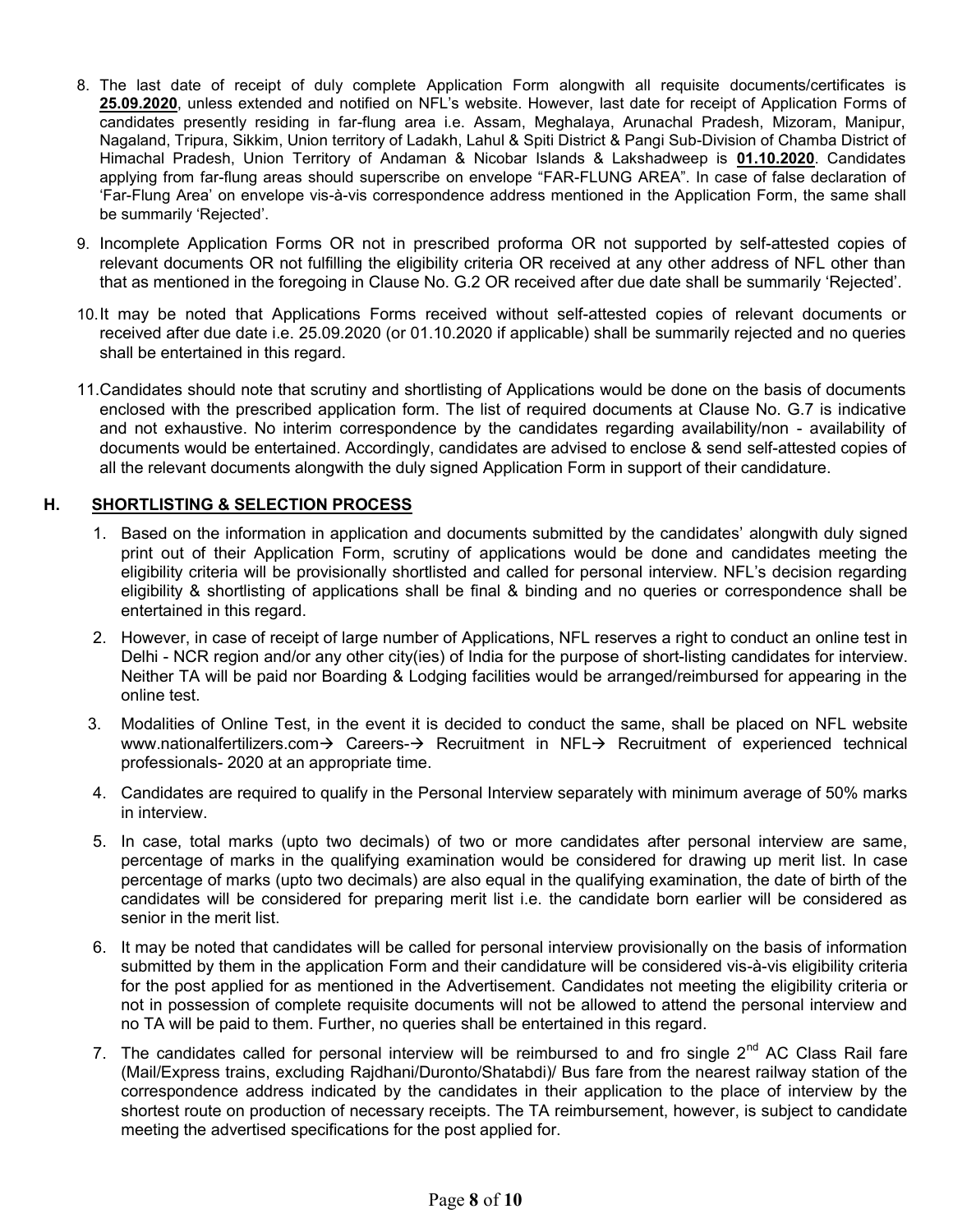8. The last date of receipt of duly complete Application Form alongwith all requisite documents/certificates is **25.09.2020**, unless extended and notified on NFL's website. However, last date for receipt of Application Forms of candidates presently residing in far-flung area i.e. Assam, Meghalaya, Arunachal Pradesh, Mizoram, Manipur, Nagaland, Tripura, Sikkim, Union territory of Ladakh, Lahul & Spiti District & Pangi Sub-Division of Chamba District of Himachal Pradesh, Union Territory of Andaman & Nicobar Islands & Lakshadweep is **01.10.2020**. Candidates applying from far-flung areas should superscribe on envelope "FAR-FLUNG AREA". In case of false declaration of 'Far-Flung Area' on envelope vis-à-vis correspondence address mentioned in the Application Form, the same shall be summarily 'Rejected'.

9. Incomplete Application Forms OR not in prescribed proforma OR not supported by self-attested copies of relevant documents OR not fulfilling the eligibility criteria OR received at any other address of NFL other than that as mentioned in the foregoing in Clause No. G.2 OR received after due date shall be summarily 'Rejected'.

10. It may be noted that Applications Forms received without self-attested copies of relevant documents or received after due date i.e. 25.09.2020 (or 01.10.2020 if applicable) shall be summarily rejected and no queries shall be entertained in this regard.

11. Candidates should note that scrutiny and shortlisting of Applications would be done on the basis of documents enclosed with the prescribed application form. The list of required documents at Clause No. G.7 is indicative and not exhaustive. No interim correspondence by the candidates regarding availability/non - availability of documents would be entertained. Accordingly, candidates are advised to enclose & send self-attested copies of all the relevant documents alongwith the duly signed Application Form in support of their candidature.

## H. SHORTLISTING & SELECTION PROCESS

1. Based on the information in application and documents submitted by the candidates' alongwith duly signed print out of their Application Form, scrutiny of applications would be done and candidates meeting the eligibility criteria will be provisionally shortlisted and called for personal interview. NFL's decision regarding eligibility & shortlisting of applications shall be final & binding and no queries or correspondence shall be entertained in this regard.

2. However, in case of receipt of large number of Applications, NFL reserves a right to conduct an online test in Delhi - NCR region and/or any other city(ies) of India for the purpose of short-listing candidates for interview. Neither TA will be paid nor Boarding & Lodging facilities would be arranged/reimbursed for appearing in the online test.

3. Modalities of Online Test, in the event it is decided to conduct the same, shall be placed on NFL website www.nationalfertilizers.com→ Careers-→ Recruitment in NFL→ Recruitment of experienced technical professionals- 2020 at an appropriate time.

4. Candidates are required to qualify in the Personal Interview separately with minimum average of 50% marks in interview.

5. In case, total marks (upto two decimals) of two or more candidates after personal interview are same, percentage of marks in the qualifying examination would be considered for drawing up merit list. In case percentage of marks (upto two decimals) are also equal in the qualifying examination, the date of birth of the candidates will be considered for preparing merit list i.e. the candidate born earlier will be considered as senior in the merit list.

6. It may be noted that candidates will be called for personal interview provisionally on the basis of information submitted by them in the application Form and their candidature will be considered vis-à-vis eligibility criteria for the post applied for as mentioned in the Advertisement. Candidates not meeting the eligibility criteria or not in possession of complete requisite documents will not be allowed to attend the personal interview and no TA will be paid to them. Further, no queries shall be entertained in this regard.

7. The candidates called for personal interview will be reimbursed to and fro single 2nd AC Class Rail fare (Mail/Express trains, excluding Rajdhani/Duronto/Shatabdi)/ Bus fare from the nearest railway station of the correspondence address indicated by the candidates in their application to the place of interview by the shortest route on production of necessary receipts. The TA reimbursement, however, is subject to candidate meeting the advertised specifications for the post applied for.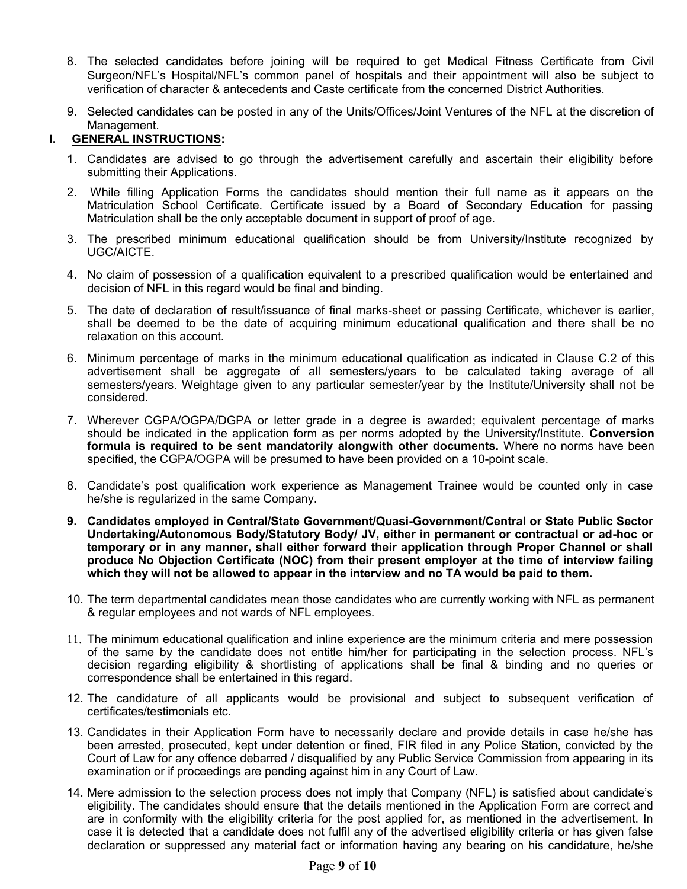8. The selected candidates before joining will be required to get Medical Fitness Certificate from Civil Surgeon/NFL's Hospital/NFL's common panel of hospitals and their appointment will also be subject to verification of character & antecedents and Caste certificate from the concerned District Authorities.

9. Selected candidates can be posted in any of the Units/Offices/Joint Ventures of the NFL at the discretion of Management.

## I. GENERAL INSTRUCTIONS:

1. Candidates are advised to go through the advertisement carefully and ascertain their eligibility before submitting their Applications.

2. While filling Application Forms the candidates should mention their full name as it appears on the Matriculation School Certificate. Certificate issued by a Board of Secondary Education for passing Matriculation shall be the only acceptable document in support of proof of age.

3. The prescribed minimum educational qualification should be from University/Institute recognized by UGC/AICTE.

4. No claim of possession of a qualification equivalent to a prescribed qualification would be entertained and decision of NFL in this regard would be final and binding.

5. The date of declaration of result/issuance of final marks-sheet or passing Certificate, whichever is earlier, shall be deemed to be the date of acquiring minimum educational qualification and there shall be no relaxation on this account.

6. Minimum percentage of marks in the minimum educational qualification as indicated in Clause C.2 of this advertisement shall be aggregate of all semesters/years to be calculated taking average of all semesters/years. Weightage given to any particular semester/year by the Institute/University shall not be considered.

7. Wherever CGPA/OGPA/DGPA or letter grade in a degree is awarded; equivalent percentage of marks should be indicated in the application form as per norms adopted by the University/Institute. **Conversion formula is required to be sent mandatorily alongwith other documents.** Where no norms have been specified, the CGPA/OGPA will be presumed to have been provided on a 10-point scale.

8. Candidate's post qualification work experience as Management Trainee would be counted only in case he/she is regularized in the same Company.

9. **Candidates employed in Central/State Government/Quasi-Government/Central or State Public Sector Undertaking/Autonomous Body/Statutory Body/ JV, either in permanent or contractual or ad-hoc or temporary or in any manner, shall either forward their application through Proper Channel or shall produce No Objection Certificate (NOC) from their present employer at the time of interview failing which they will not be allowed to appear in the interview and no TA would be paid to them.**

10. The term departmental candidates mean those candidates who are currently working with NFL as permanent & regular employees and not wards of NFL employees.

11. The minimum educational qualification and inline experience are the minimum criteria and mere possession of the same by the candidate does not entitle him/her for participating in the selection process. NFL's decision regarding eligibility & shortlisting of applications shall be final & binding and no queries or correspondence shall be entertained in this regard.

12. The candidature of all applicants would be provisional and subject to subsequent verification of certificates/testimonials etc.

13. Candidates in their Application Form have to necessarily declare and provide details in case he/she has been arrested, prosecuted, kept under detention or fined, FIR filed in any Police Station, convicted by the Court of Law for any offence debarred / disqualified by any Public Service Commission from appearing in its examination or if proceedings are pending against him in any Court of Law.

14. Mere admission to the selection process does not imply that Company (NFL) is satisfied about candidate's eligibility. The candidates should ensure that the details mentioned in the Application Form are correct and are in conformity with the eligibility criteria for the post applied for, as mentioned in the advertisement. In case it is detected that a candidate does not fulfil any of the advertised eligibility criteria or has given false declaration or suppressed any material fact or information having any bearing on his candidature, he/she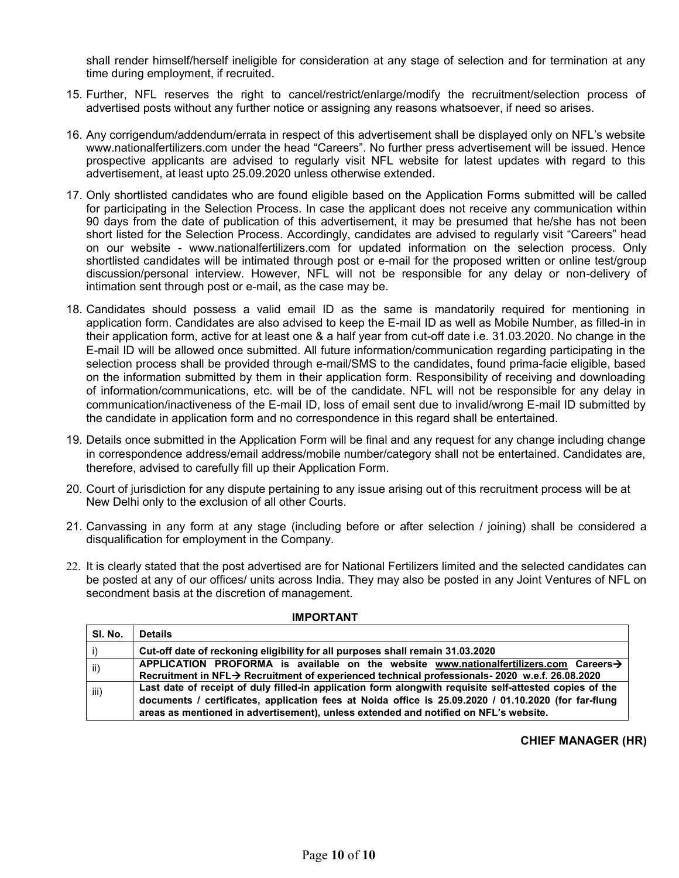shall render himself/herself ineligible for consideration at any stage of selection and for termination at any time during employment, if recruited.

15. Further, NFL reserves the right to cancel/restrict/enlarge/modify the recruitment/selection process of advertised posts without any further notice or assigning any reasons whatsoever, if need so arises.

16. Any corrigendum/addendum/errata in respect of this advertisement shall be displayed only on NFL's website www.nationalfertilizers.com under the head "Careers". No further press advertisement will be issued. Hence prospective applicants are advised to regularly visit NFL website for latest updates with regard to this advertisement, at least upto 25.09.2020 unless otherwise extended.

17. Only shortlisted candidates who are found eligible based on the Application Forms submitted will be called for participating in the Selection Process. In case the applicant does not receive any communication within 90 days from the date of publication of this advertisement, it may be presumed that he/she has not been short listed for the Selection Process. Accordingly, candidates are advised to regularly visit "Careers" head on our website - www.nationalfertilizers.com for updated information on the selection process. Only shortlisted candidates will be intimated through post or e-mail for the proposed written or online test/group discussion/personal interview. However, NFL will not be responsible for any delay or non-delivery of intimation sent through post or e-mail, as the case may be.

18. Candidates should possess a valid email ID as the same is mandatorily required for mentioning in application form. Candidates are also advised to keep the E-mail ID as well as Mobile Number, as filled-in in their application form, active for at least one & a half year from cut-off date i.e. 31.03.2020. No change in the E-mail ID will be allowed once submitted. All future information/communication regarding participating in the selection process shall be provided through e-mail/SMS to the candidates, found prima-facie eligible, based on the information submitted by them in their application form. Responsibility of receiving and downloading of information/communications, etc. will be of the candidate. NFL will not be responsible for any delay in communication/inactiveness of the E-mail ID, loss of email sent due to invalid/wrong E-mail ID submitted by the candidate in application form and no correspondence in this regard shall be entertained.

19. Details once submitted in the Application Form will be final and any request for any change including change in correspondence address/email address/mobile number/category shall not be entertained. Candidates are, therefore, advised to carefully fill up their Application Form.

20. Court of jurisdiction for any dispute pertaining to any issue arising out of this recruitment process will be at New Delhi only to the exclusion of all other Courts.

21. Canvassing in any form at any stage (including before or after selection / joining) shall be considered a disqualification for employment in the Company.

22. It is clearly stated that the post advertised are for National Fertilizers limited and the selected candidates can be posted at any of our offices/ units across India. They may also be posted in any Joint Ventures of NFL on secondment basis at the discretion of management.

**IMPORTANT**

| Sl. No. | Details |
|---|---|
| i) | **Cut-off date of reckoning eligibility for all purposes shall remain 31.03.2020** |
| ii) | **APPLICATION PROFORMA is available on the website www.nationalfertilizers.com Careers→ Recruitment in NFL→ Recruitment of experienced technical professionals- 2020 w.e.f. 26.08.2020** |
| iii) | **Last date of receipt of duly filled-in application form alongwith requisite self-attested copies of the documents / certificates, application fees at Noida office is 25.09.2020 / 01.10.2020 (for far-flung areas as mentioned in advertisement), unless extended and notified on NFL's website.** |

**CHIEF MANAGER (HR)**